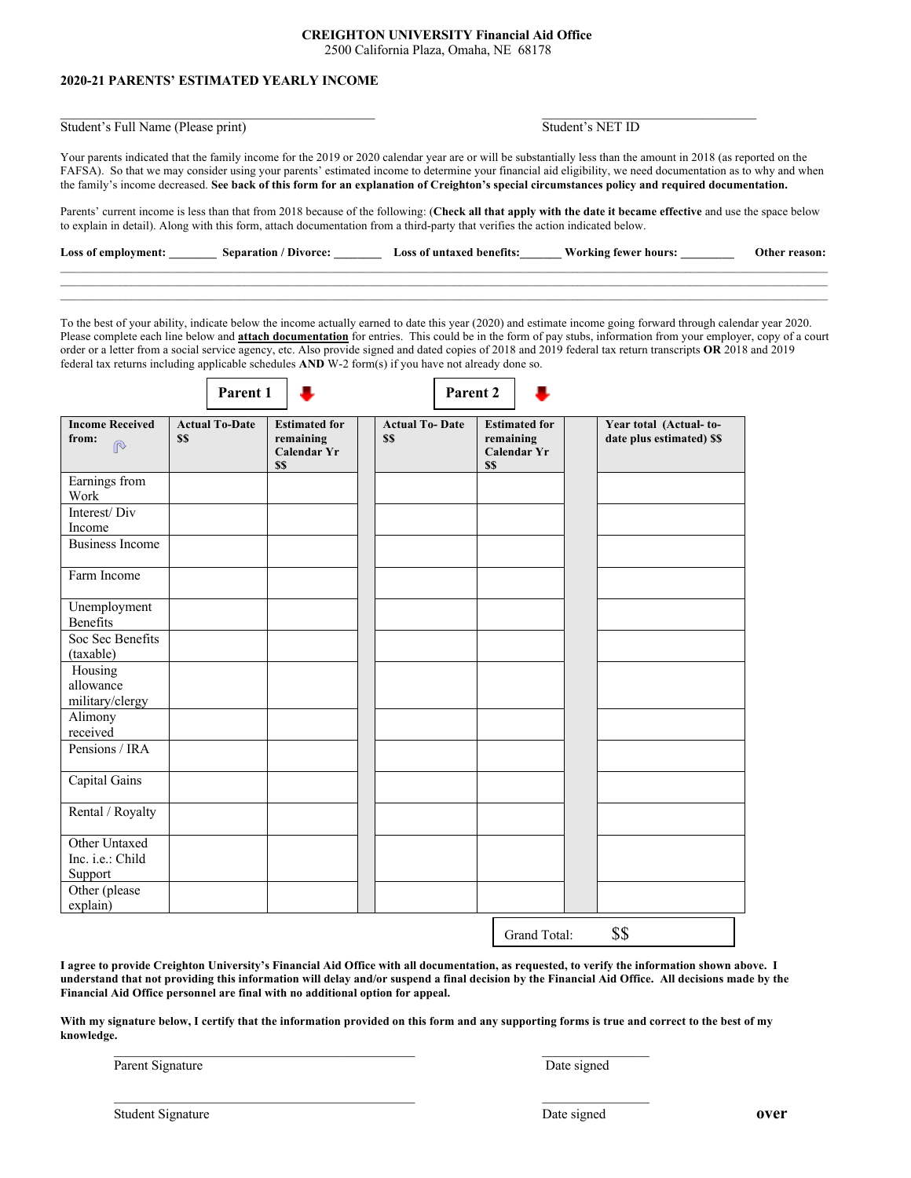**CREIGHTON UNIVERSITY Financial Aid Office**
2500 California Plaza, Omaha, NE 68178

**2020-21 PARENTS' ESTIMATED YEARLY INCOME**

_________________________________________ Student's Full Name (Please print)

_____________________________ Student's NET ID

Your parents indicated that the family income for the 2019 or 2020 calendar year are or will be substantially less than the amount in 2018 (as reported on the FAFSA). So that we may consider using your parents' estimated income to determine your financial aid eligibility, we need documentation as to why and when the family's income decreased. **See back of this form for an explanation of Creighton's special circumstances policy and required documentation.**

Parents' current income is less than that from 2018 because of the following: (**Check all that apply with the date it became effective** and use the space below to explain in detail). Along with this form, attach documentation from a third-party that verifies the action indicated below.

**Loss of employment:** ________ **Separation / Divorce:** ________ **Loss of untaxed benefits:**_______ **Working fewer hours:** _________ **Other reason:**

______________________________________________________________________________________________________

______________________________________________________________________________________________________

______________________________________________________________________________________________________

To the best of your ability, indicate below the income actually earned to date this year (2020) and estimate income going forward through calendar year 2020. Please complete each line below and **attach documentation** for entries. This could be in the form of pay stubs, information from your employer, copy of a court order or a letter from a social service agency, etc. Also provide signed and dated copies of 2018 and 2019 federal tax return transcripts **OR** 2018 and 2019 federal tax returns including applicable schedules **AND** W-2 form(s) if you have not already done so.

| | **Parent 1** | | **Parent 2** | | |
|---|---|---|---|---|---|
| **Income Received from:** | **Actual To-Date $$** | **Estimated for remaining Calendar Yr $$** | **Actual To- Date $$** | **Estimated for remaining Calendar Yr $$** | **Year total (Actual- to-date plus estimated) $$** |
| Earnings from Work | | | | | |
| Interest/ Div Income | | | | | |
| Business Income | | | | | |
| Farm Income | | | | | |
| Unemployment Benefits | | | | | |
| Soc Sec Benefits (taxable) | | | | | |
| Housing allowance military/clergy | | | | | |
| Alimony received | | | | | |
| Pensions / IRA | | | | | |
| Capital Gains | | | | | |
| Rental / Royalty | | | | | |
| Other Untaxed Inc. i.e.: Child Support | | | | | |
| Other (please explain) | | | | | |

Grand Total: $$

**I agree to provide Creighton University's Financial Aid Office with all documentation, as requested, to verify the information shown above. I understand that not providing this information will delay and/or suspend a final decision by the Financial Aid Office. All decisions made by the Financial Aid Office personnel are final with no additional option for appeal.**

**With my signature below, I certify that the information provided on this form and any supporting forms is true and correct to the best of my knowledge.**

_________________________________________ Parent Signature

_______________ Date signed

_________________________________________ Student Signature

_______________ Date signed

**over**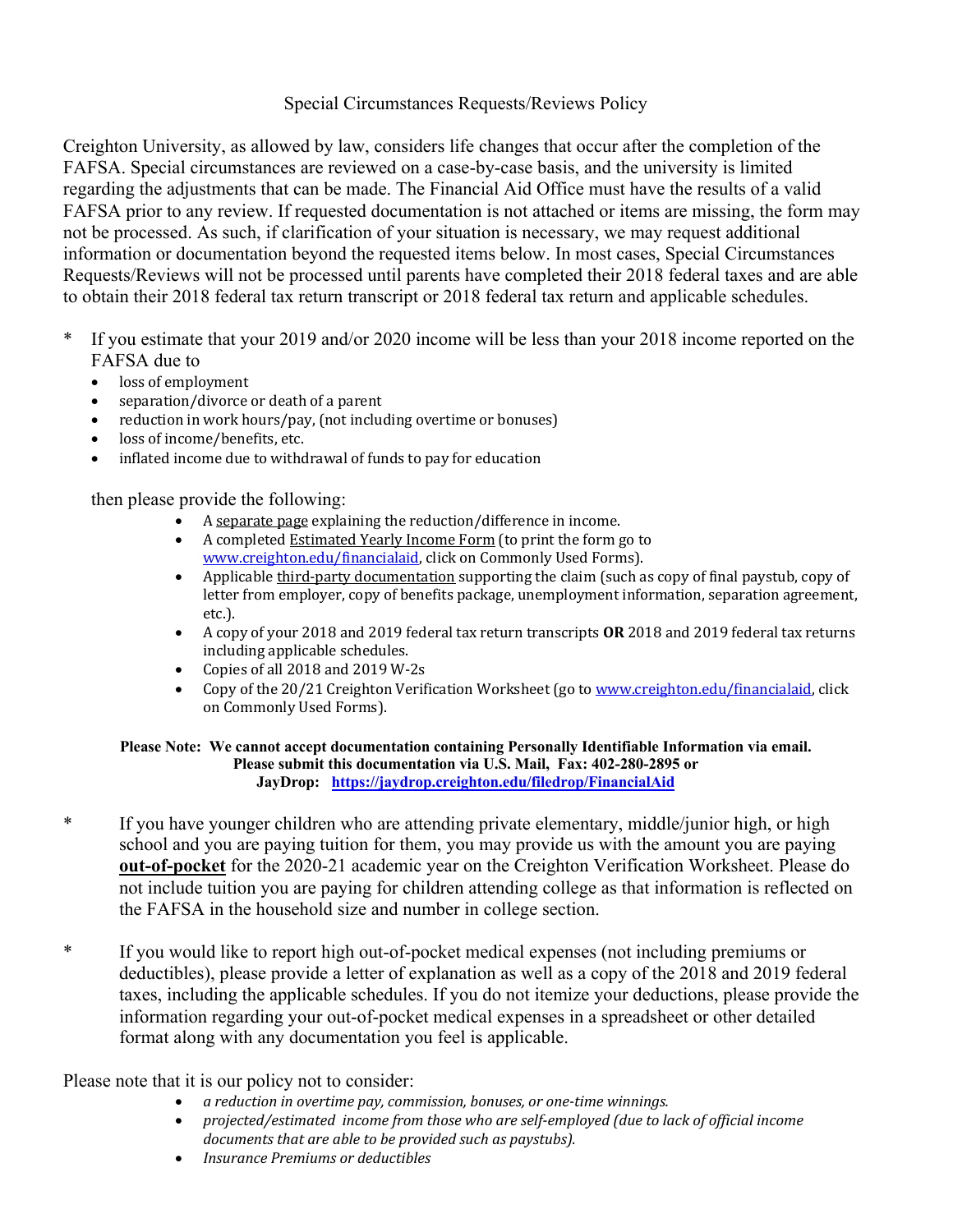Special Circumstances Requests/Reviews Policy

Creighton University, as allowed by law, considers life changes that occur after the completion of the FAFSA. Special circumstances are reviewed on a case-by-case basis, and the university is limited regarding the adjustments that can be made. The Financial Aid Office must have the results of a valid FAFSA prior to any review. If requested documentation is not attached or items are missing, the form may not be processed. As such, if clarification of your situation is necessary, we may request additional information or documentation beyond the requested items below. In most cases, Special Circumstances Requests/Reviews will not be processed until parents have completed their 2018 federal taxes and are able to obtain their 2018 federal tax return transcript or 2018 federal tax return and applicable schedules.

* If you estimate that your 2019 and/or 2020 income will be less than your 2018 income reported on the FAFSA due to
  - loss of employment
  - separation/divorce or death of a parent
  - reduction in work hours/pay, (not including overtime or bonuses)
  - loss of income/benefits, etc.
  - inflated income due to withdrawal of funds to pay for education

  then please provide the following:
  - A separate page explaining the reduction/difference in income.
  - A completed Estimated Yearly Income Form (to print the form go to www.creighton.edu/financialaid, click on Commonly Used Forms).
  - Applicable third-party documentation supporting the claim (such as copy of final paystub, copy of letter from employer, copy of benefits package, unemployment information, separation agreement, etc.).
  - A copy of your 2018 and 2019 federal tax return transcripts **OR** 2018 and 2019 federal tax returns including applicable schedules.
  - Copies of all 2018 and 2019 W-2s
  - Copy of the 20/21 Creighton Verification Worksheet (go to www.creighton.edu/financialaid, click on Commonly Used Forms).

**Please Note: We cannot accept documentation containing Personally Identifiable Information via email. Please submit this documentation via U.S. Mail, Fax: 402-280-2895 or JayDrop: https://jaydrop.creighton.edu/filedrop/FinancialAid**

* If you have younger children who are attending private elementary, middle/junior high, or high school and you are paying tuition for them, you may provide us with the amount you are paying **out-of-pocket** for the 2020-21 academic year on the Creighton Verification Worksheet. Please do not include tuition you are paying for children attending college as that information is reflected on the FAFSA in the household size and number in college section.

* If you would like to report high out-of-pocket medical expenses (not including premiums or deductibles), please provide a letter of explanation as well as a copy of the 2018 and 2019 federal taxes, including the applicable schedules. If you do not itemize your deductions, please provide the information regarding your out-of-pocket medical expenses in a spreadsheet or other detailed format along with any documentation you feel is applicable.

Please note that it is our policy not to consider:
- *a reduction in overtime pay, commission, bonuses, or one-time winnings.*
- *projected/estimated income from those who are self-employed (due to lack of official income documents that are able to be provided such as paystubs).*
- *Insurance Premiums or deductibles*